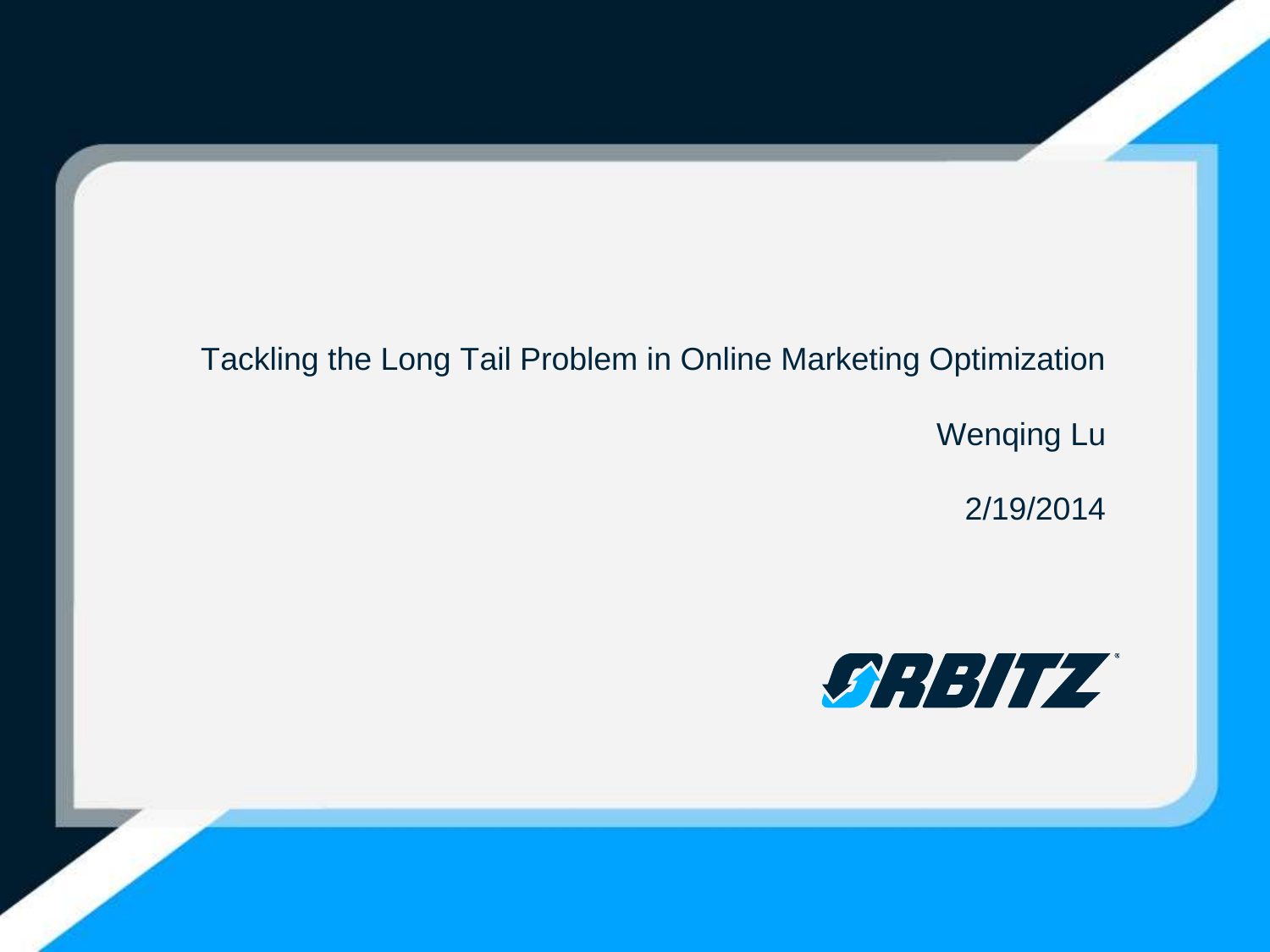# Tackling the Long Tail Problem in Online Marketing Optimization

Wenqing Lu

2/19/2014

ORBITZ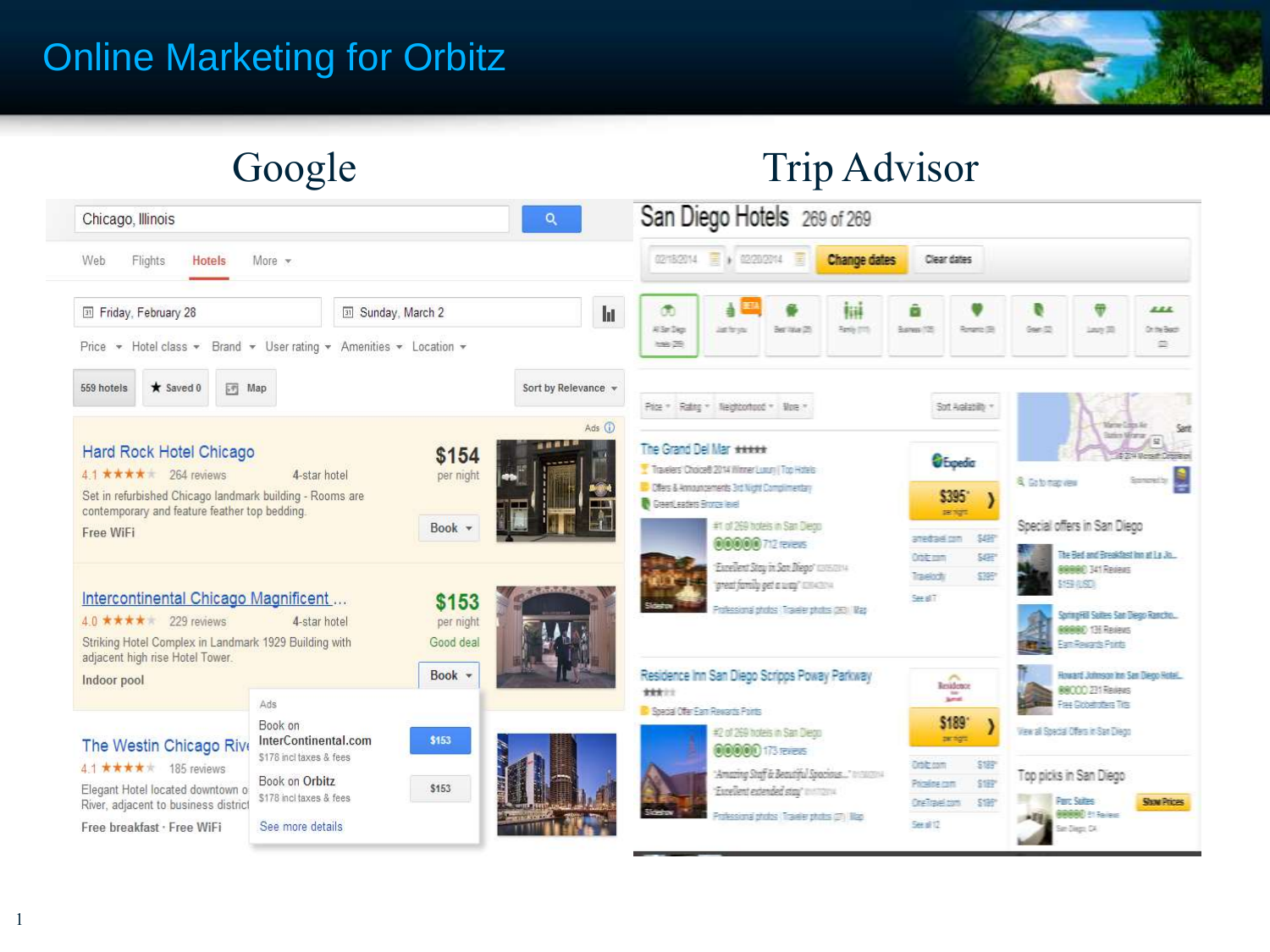# Online Marketing for Orbitz

## Google

Chicago, Illinois

Web | Flights | Hotels | More

Friday, February 28 | Sunday, March 2

Price | Hotel class | Brand | User rating | Amenities | Location

559 hotels | Saved 0 | Map | Sort by Relevance

Ads

**Hard Rock Hotel Chicago** — $154 per night
4.1 ★★★★ 264 reviews — 4-star hotel
Set in refurbished Chicago landmark building - Rooms are contemporary and feature feather top bedding.
Free WiFi
Book

**Intercontinental Chicago Magnificent ...** — $153 per night — Good deal
4.0 ★★★★ 229 reviews — 4-star hotel
Striking Hotel Complex in Landmark 1929 Building with adjacent high rise Hotel Tower.
Indoor pool
Book

Ads
Book on InterContinental.com — $153 — $178 incl taxes & fees
Book on Orbitz — $153 — $178 incl taxes & fees
See more details

**The Westin Chicago Riv...**
4.1 ★★★★ 185 reviews
Elegant Hotel located downtown o... River, adjacent to business district...
Free breakfast · Free WiFi

## Trip Advisor

San Diego Hotels 269 of 269

02/18/2014 | 02/20/2014 | Change dates | Clear dates

**The Grand Del Mar** ★★★★★
Travelers' Choice® 2014 Winner Luxury | Top Hotels
Offers & Announcements 3rd Night Complimentary
GreenLeaders Bronze level
#1 of 269 hotels in San Diego — 712 reviews
"Excellent Stay in San Diego"
"great family get a way"
Expedia $395 per night
amextravel.com $495 | Orbitz.com $495 | Travelocity $395 | See all 7

**Residence Inn San Diego Scripps Poway Parkway** ★★★
Special Offer Earn Rewards Points
#2 of 269 hotels in San Diego — 173 reviews
"Amazing Staff & Beautiful Spacious..."
"Excellent extended stay"
Residence Inn $189 per night
Orbitz.com $189 | Priceline.com $189 | OneTravel.com $189 | See all 12

Special offers in San Diego
- The Bed and Breakfast Inn at La Jo... — 341 Reviews — $159 (USD)
- SpringHill Suites San Diego Rancho... — 136 Reviews — Earn Rewards Points
- Howard Johnson Inn San Diego Hotel... — 231 Reviews — Free Globetrotters Tix

View all Special Offers in San Diego

Top picks in San Diego
- Parc Suites — 81 Reviews — San Diego, CA — Show Prices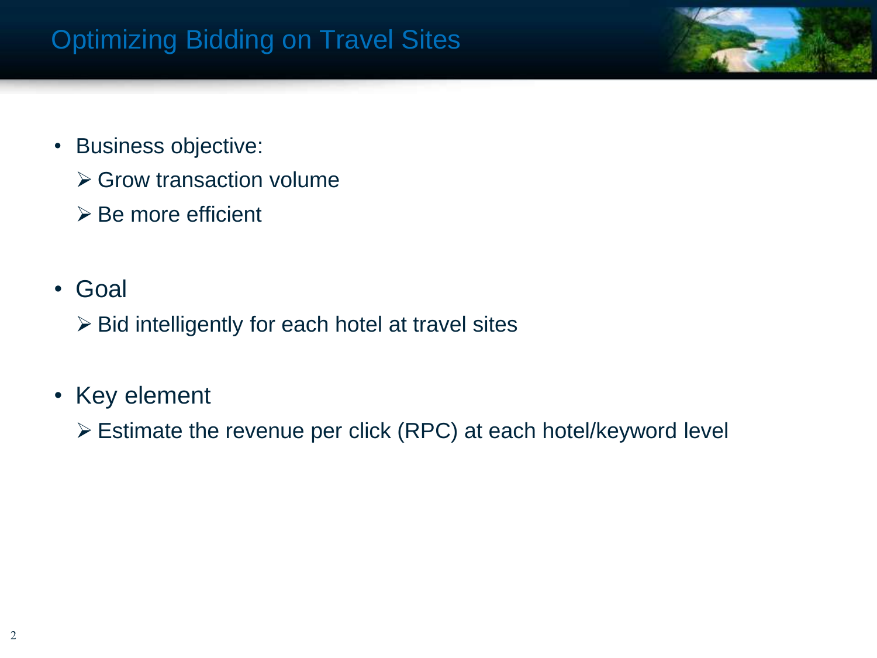# Optimizing Bidding on Travel Sites

- Business objective:
  - Grow transaction volume
  - Be more efficient
- Goal
  - Bid intelligently for each hotel at travel sites
- Key element
  - Estimate the revenue per click (RPC) at each hotel/keyword level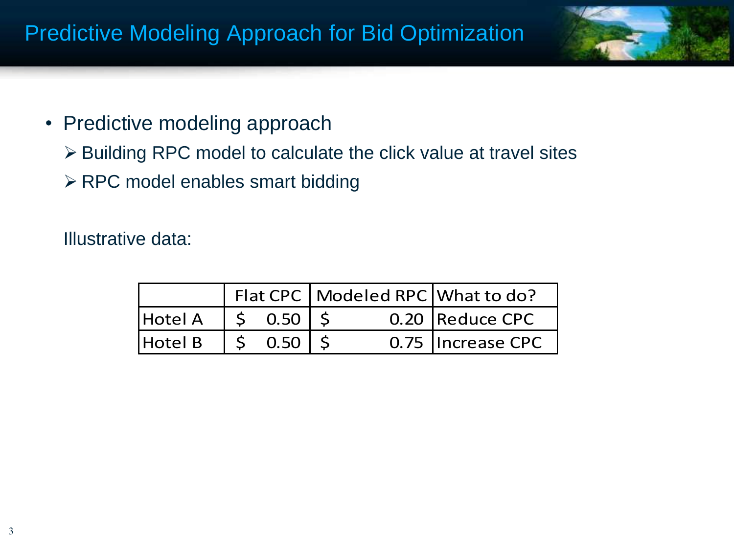# Predictive Modeling Approach for Bid Optimization

- Predictive modeling approach
  - Building RPC model to calculate the click value at travel sites
  - RPC model enables smart bidding

Illustrative data:

| | Flat CPC | Modeled RPC | What to do? |
|---|---|---|---|
| Hotel A | $ 0.50 | $ 0.20 | Reduce CPC |
| Hotel B | $ 0.50 | $ 0.75 | Increase CPC |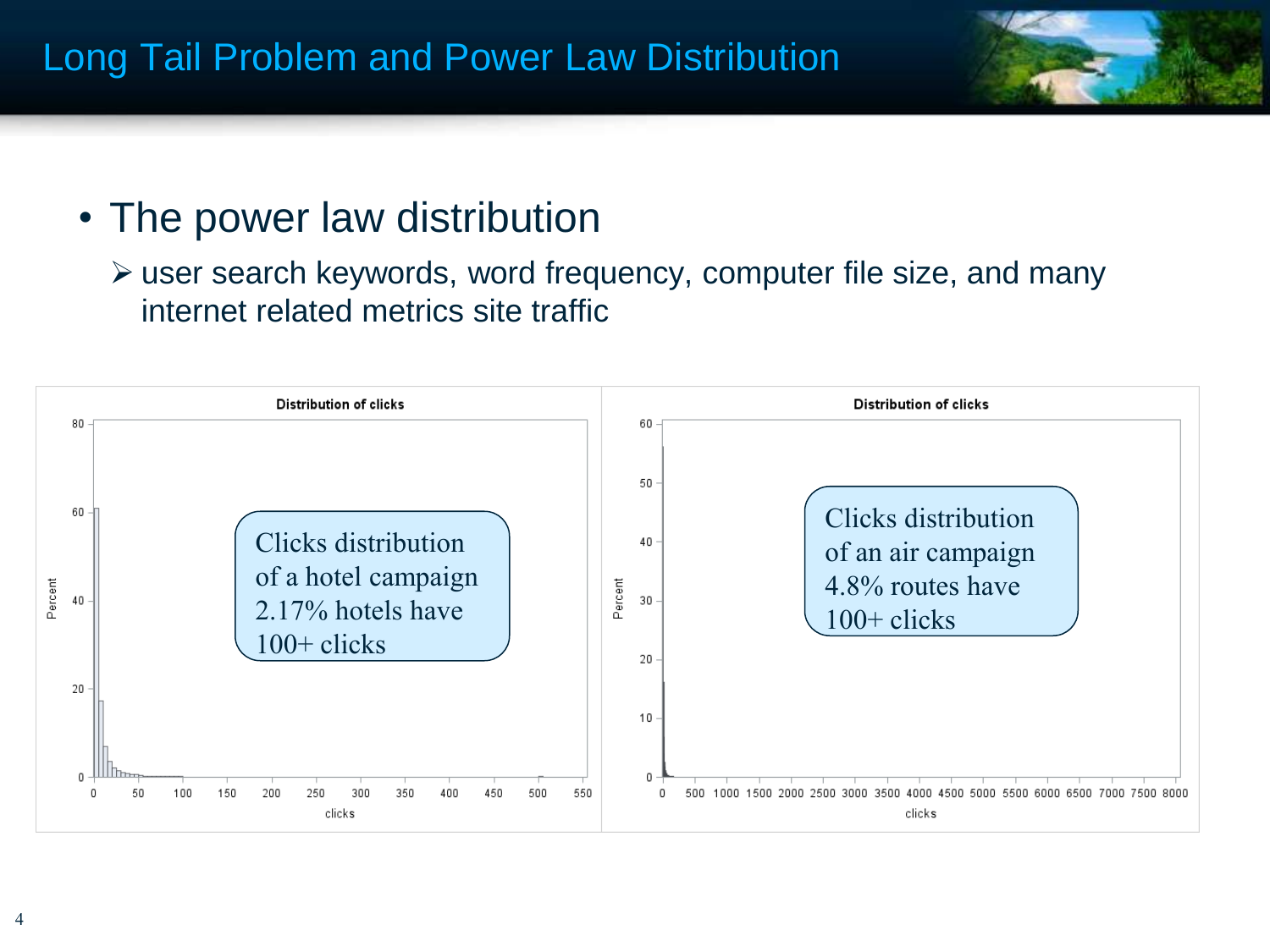# Long Tail Problem and Power Law Distribution

- The power law distribution
  - ➢ user search keywords, word frequency, computer file size, and many internet related metrics site traffic

Clicks distribution of a hotel campaign 2.17% hotels have 100+ clicks

Clicks distribution of an air campaign 4.8% routes have 100+ clicks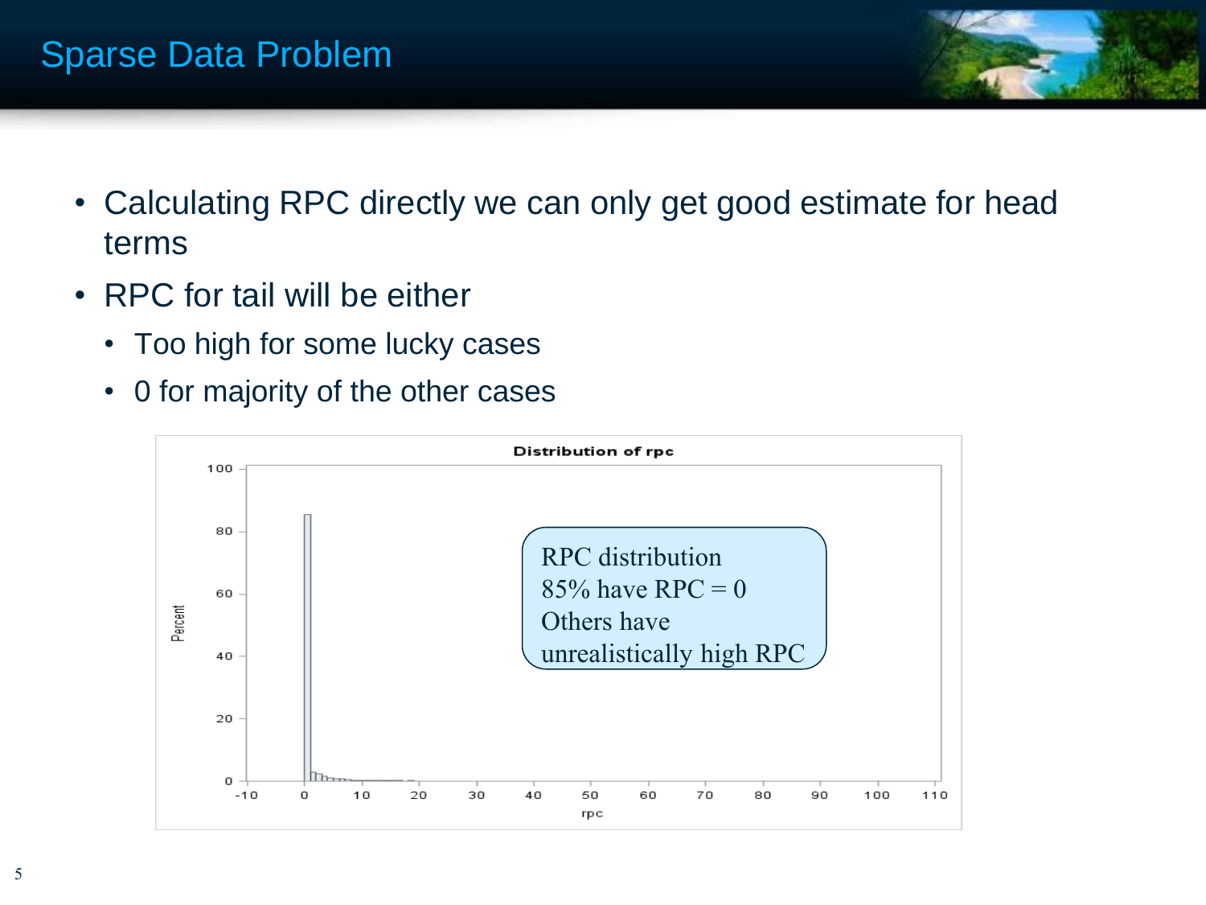# Sparse Data Problem

- Calculating RPC directly we can only get good estimate for head terms
- RPC for tail will be either
  - Too high for some lucky cases
  - 0 for majority of the other cases

**Distribution of rpc**

RPC distribution
85% have RPC = 0
Others have
unrealistically high RPC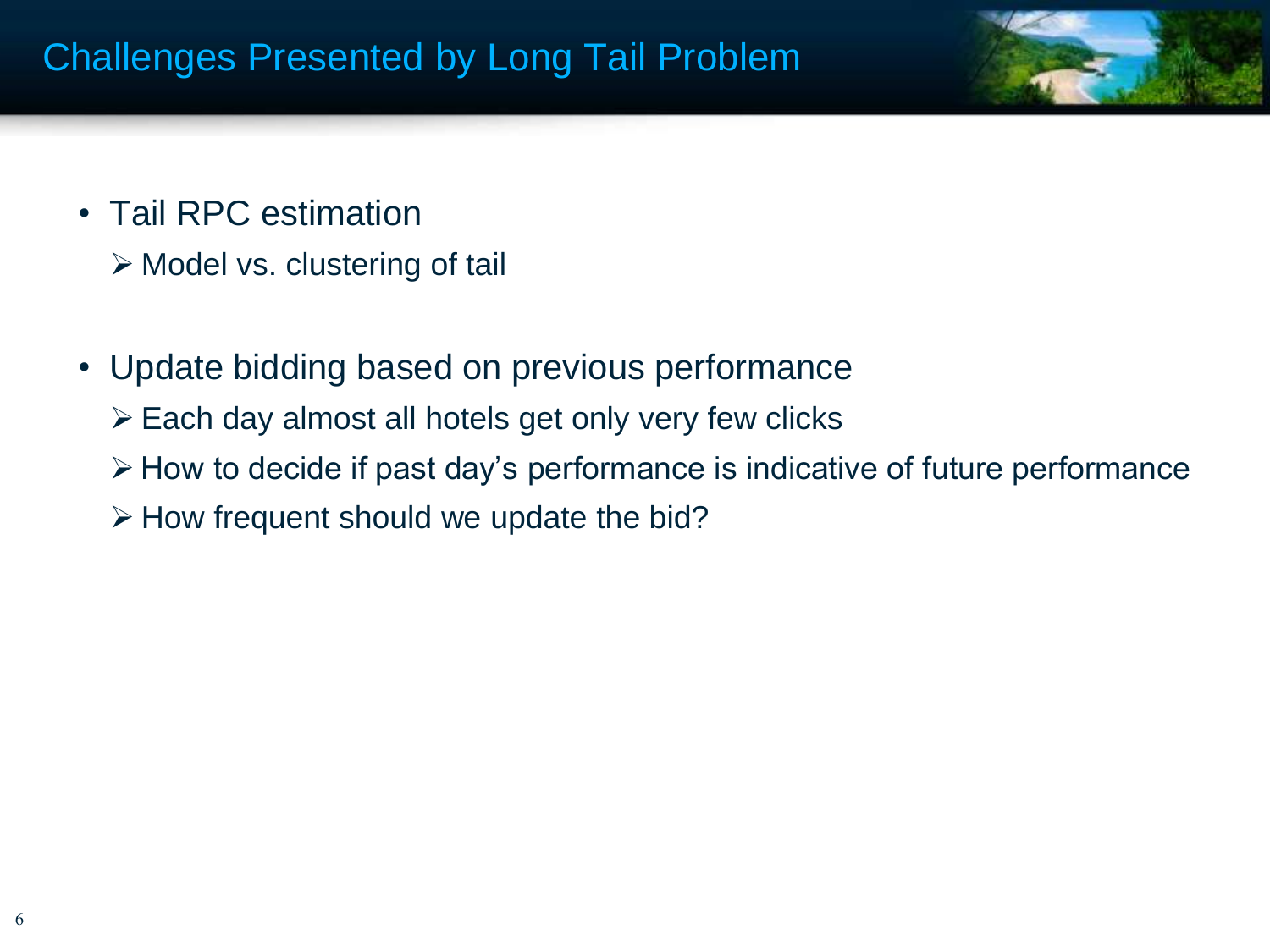# Challenges Presented by Long Tail Problem

- Tail RPC estimation
  - Model vs. clustering of tail
- Update bidding based on previous performance
  - Each day almost all hotels get only very few clicks
  - How to decide if past day's performance is indicative of future performance
  - How frequent should we update the bid?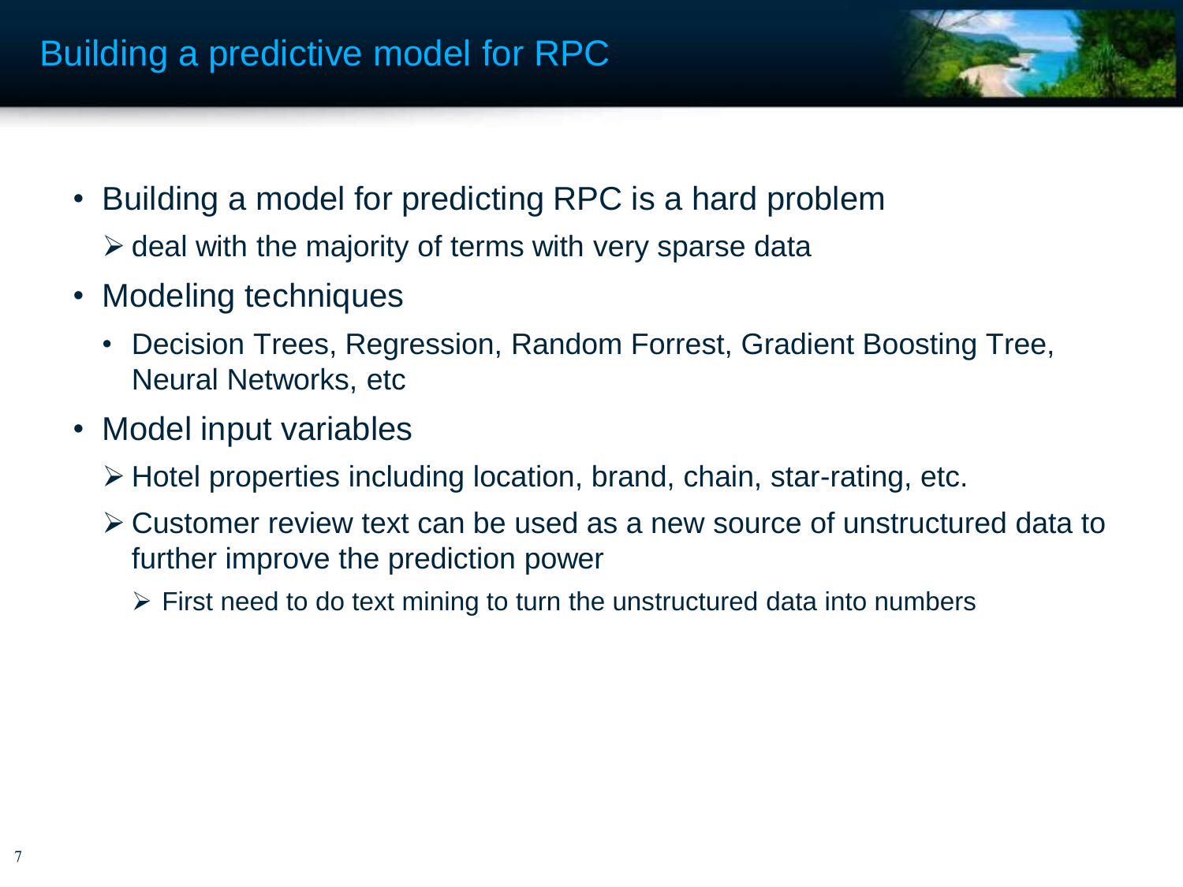# Building a predictive model for RPC

- Building a model for predicting RPC is a hard problem
  - ➢ deal with the majority of terms with very sparse data
- Modeling techniques
  - Decision Trees, Regression, Random Forrest, Gradient Boosting Tree, Neural Networks, etc
- Model input variables
  - ➢ Hotel properties including location, brand, chain, star-rating, etc.
  - ➢ Customer review text can be used as a new source of unstructured data to further improve the prediction power
    - ➢ First need to do text mining to turn the unstructured data into numbers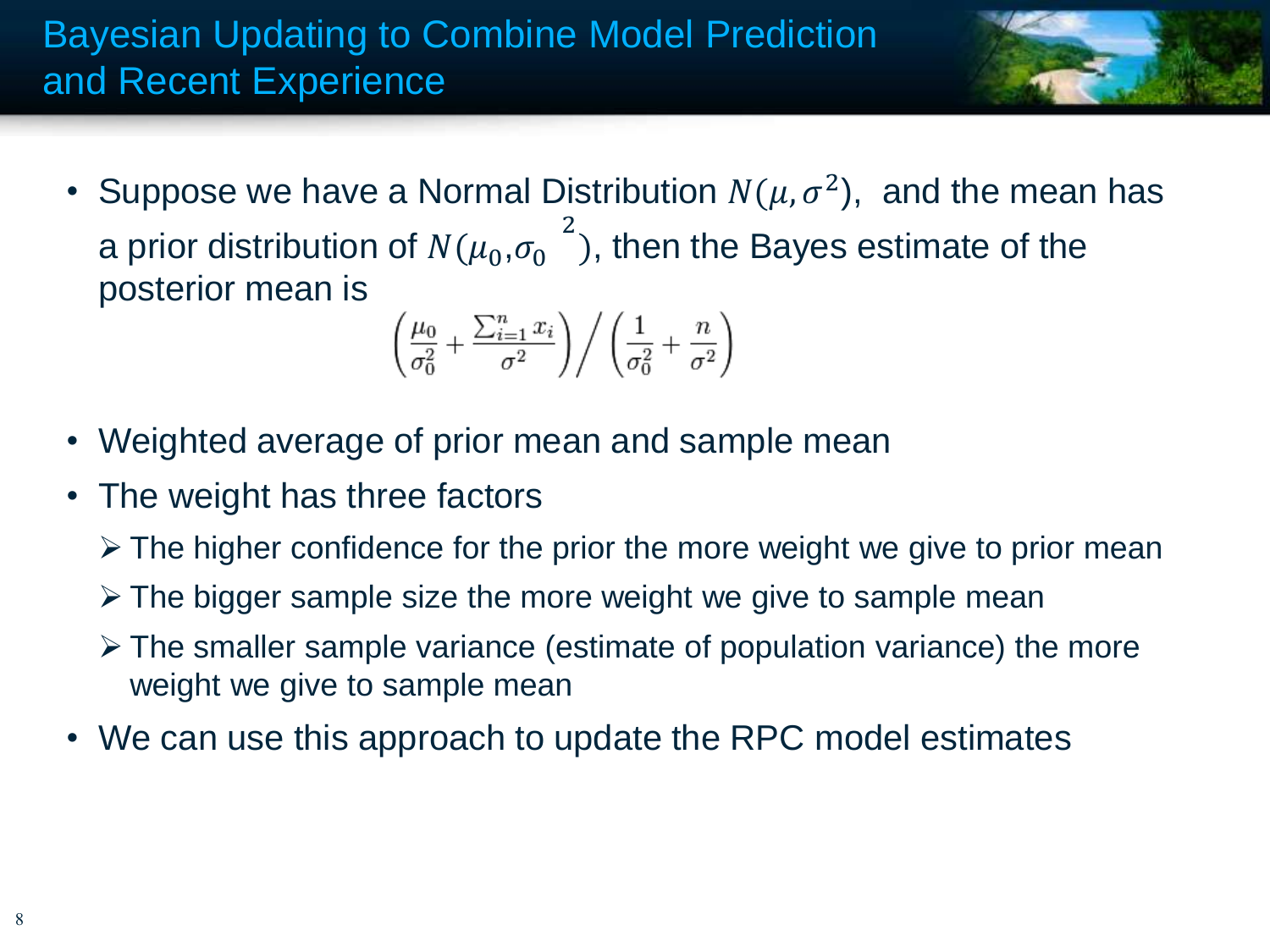# Bayesian Updating to Combine Model Prediction and Recent Experience

- Suppose we have a Normal Distribution $N(\mu, \sigma^2)$, and the mean has a prior distribution of $N(\mu_0, \sigma_0^{\ 2})$, then the Bayes estimate of the posterior mean is

$$\left(\frac{\mu_0}{\sigma_0^2} + \frac{\sum_{i=1}^{n} x_i}{\sigma^2}\right) \Big/ \left(\frac{1}{\sigma_0^2} + \frac{n}{\sigma^2}\right)$$

- Weighted average of prior mean and sample mean
- The weight has three factors
  - The higher confidence for the prior the more weight we give to prior mean
  - The bigger sample size the more weight we give to sample mean
  - The smaller sample variance (estimate of population variance) the more weight we give to sample mean
- We can use this approach to update the RPC model estimates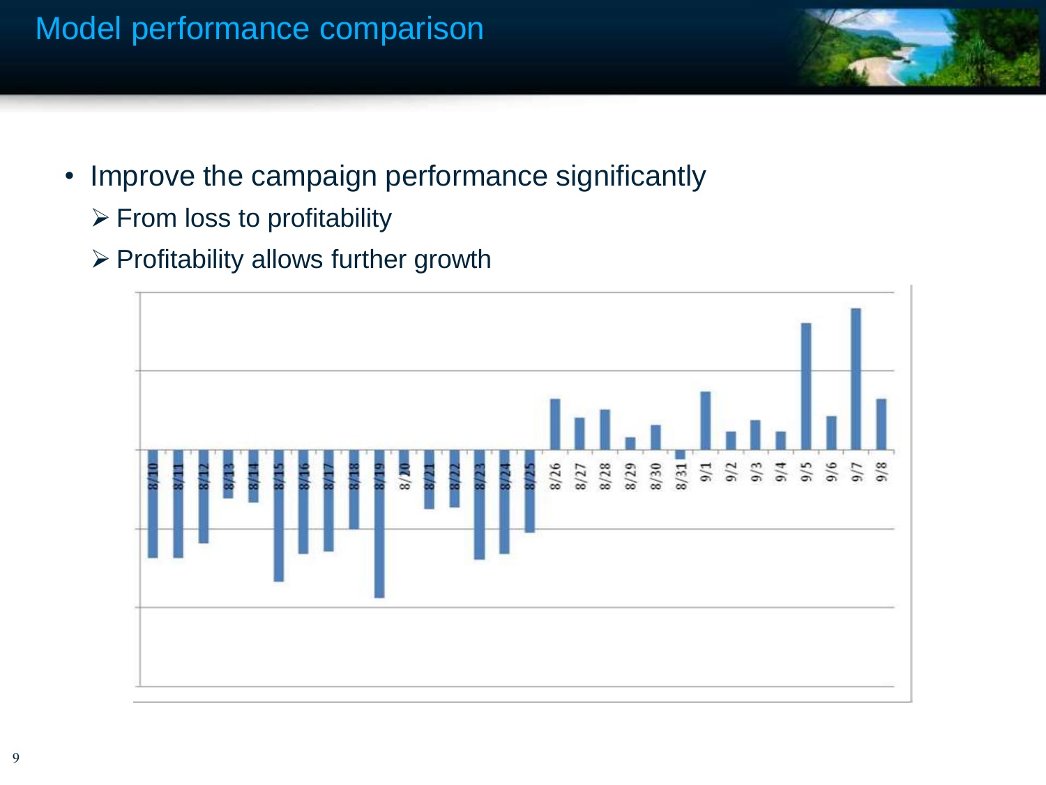# Model performance comparison

- Improve the campaign performance significantly
  - ➢ From loss to profitability
  - ➢ Profitability allows further growth

8/10 8/11 8/12 8/13 8/14 8/15 8/16 8/17 8/18 8/19 8/20 8/21 8/22 8/23 8/24 8/25 8/26 8/27 8/28 8/29 8/30 8/31 9/1 9/2 9/3 9/4 9/5 9/6 9/7 9/8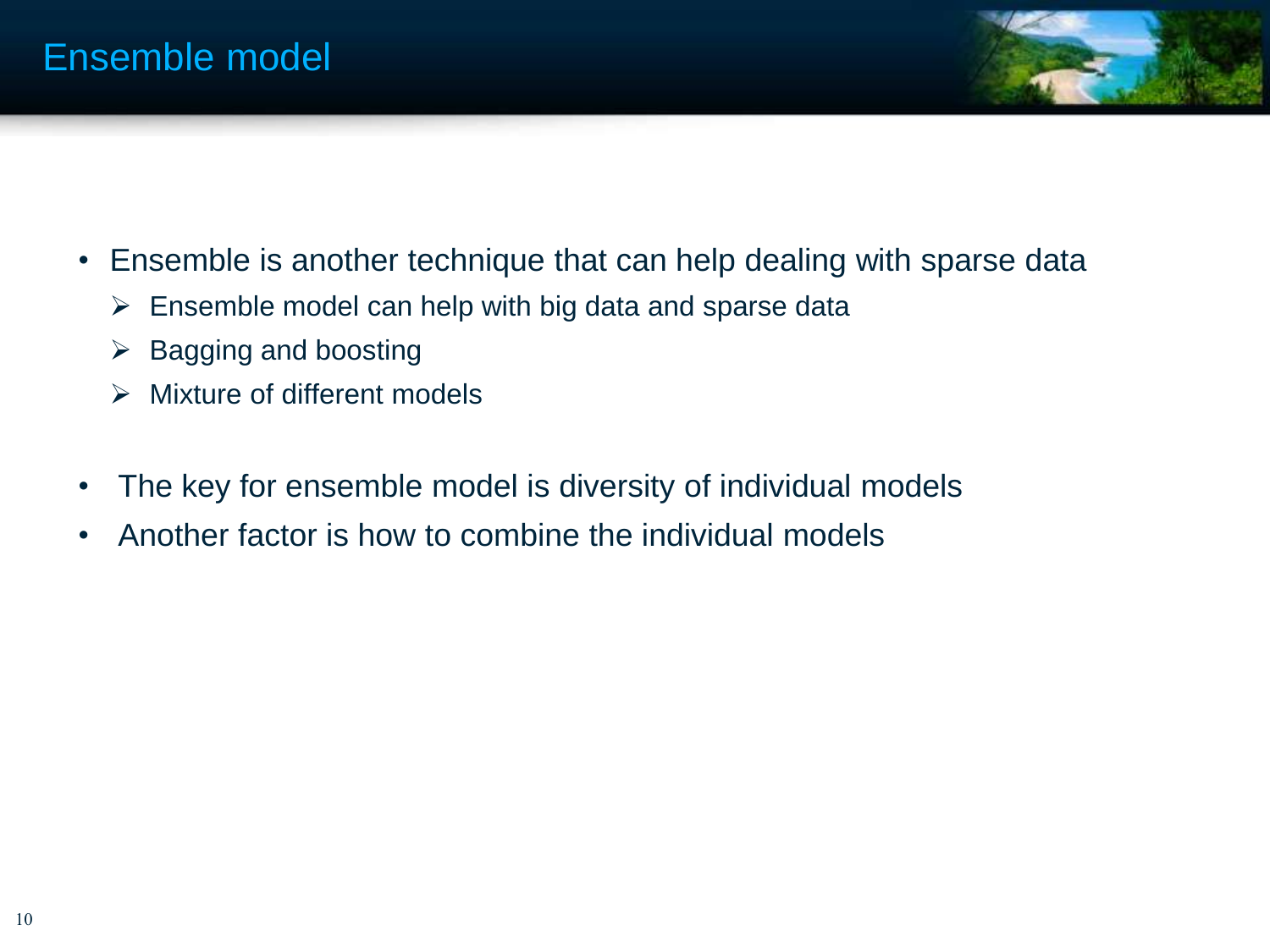# Ensemble model

- Ensemble is another technique that can help dealing with sparse data
  - Ensemble model can help with big data and sparse data
  - Bagging and boosting
  - Mixture of different models

- The key for ensemble model is diversity of individual models
- Another factor is how to combine the individual models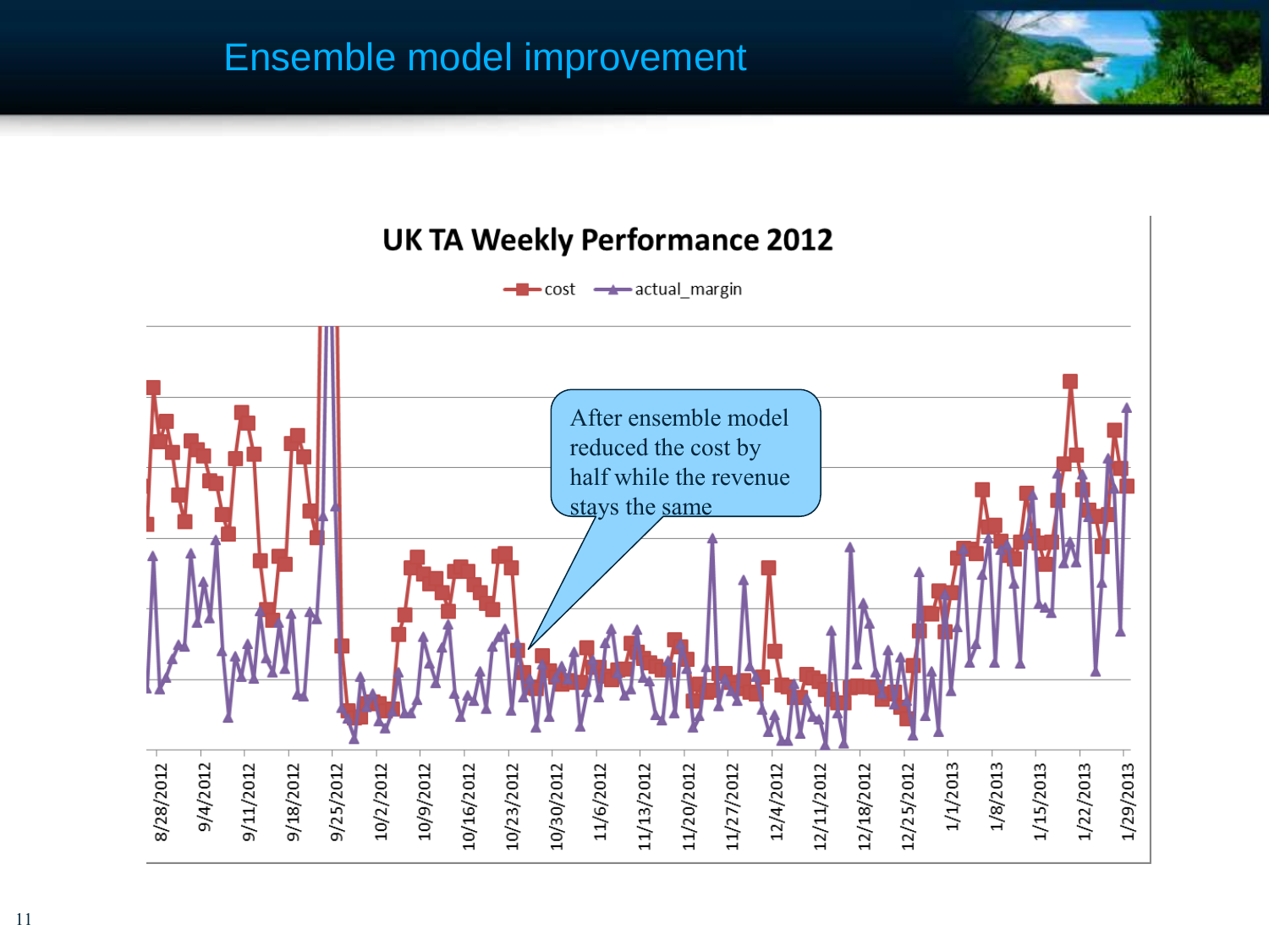# Ensemble model improvement

**UK TA Weekly Performance 2012**

cost — actual_margin

After ensemble model reduced the cost by half while the revenue stays the same

8/28/2012, 9/4/2012, 9/11/2012, 9/18/2012, 9/25/2012, 10/2/2012, 10/9/2012, 10/16/2012, 10/23/2012, 10/30/2012, 11/6/2012, 11/13/2012, 11/20/2012, 11/27/2012, 12/4/2012, 12/11/2012, 12/18/2012, 12/25/2012, 1/1/2013, 1/8/2013, 1/15/2013, 1/22/2013, 1/29/2013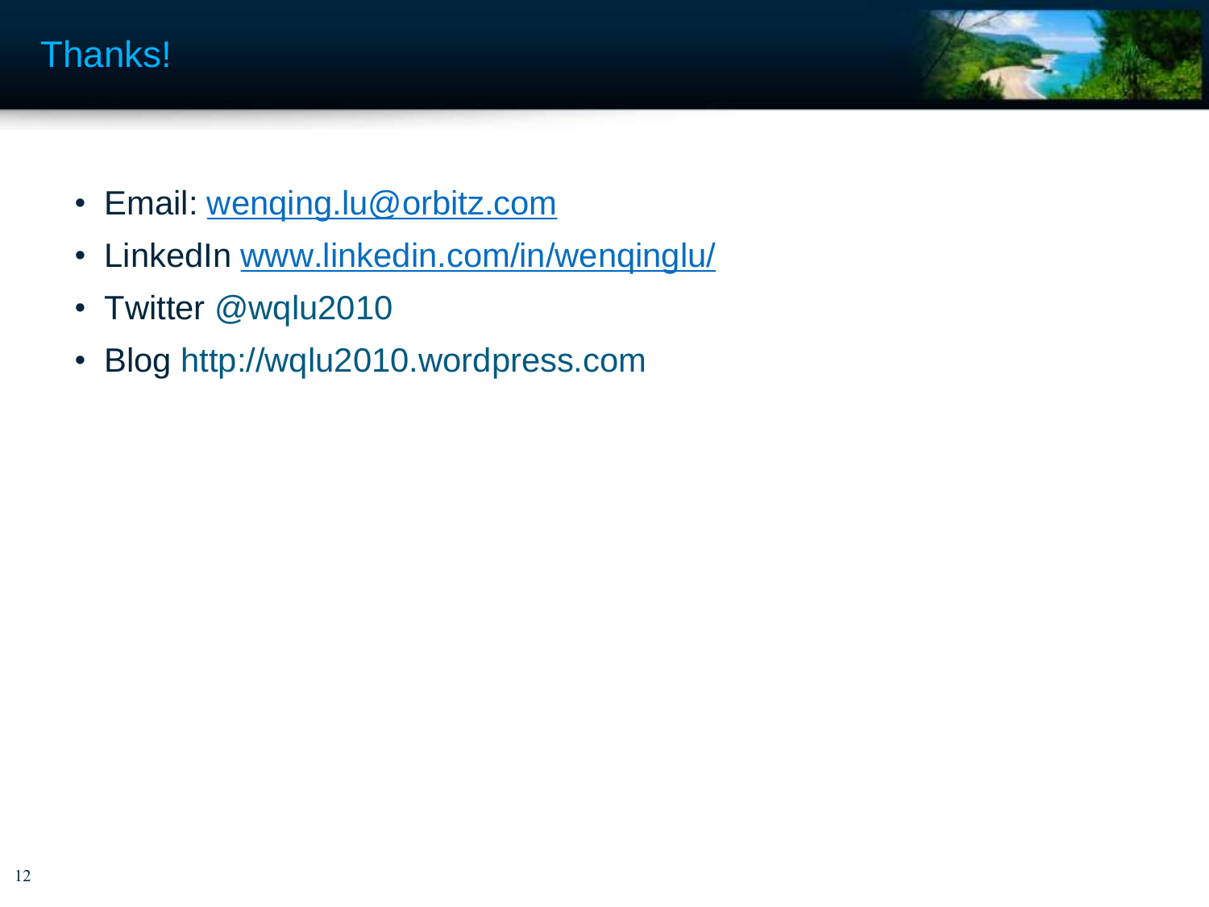# Thanks!

- Email: wenqing.lu@orbitz.com
- LinkedIn www.linkedin.com/in/wenqinglu/
- Twitter @wqlu2010
- Blog http://wqlu2010.wordpress.com